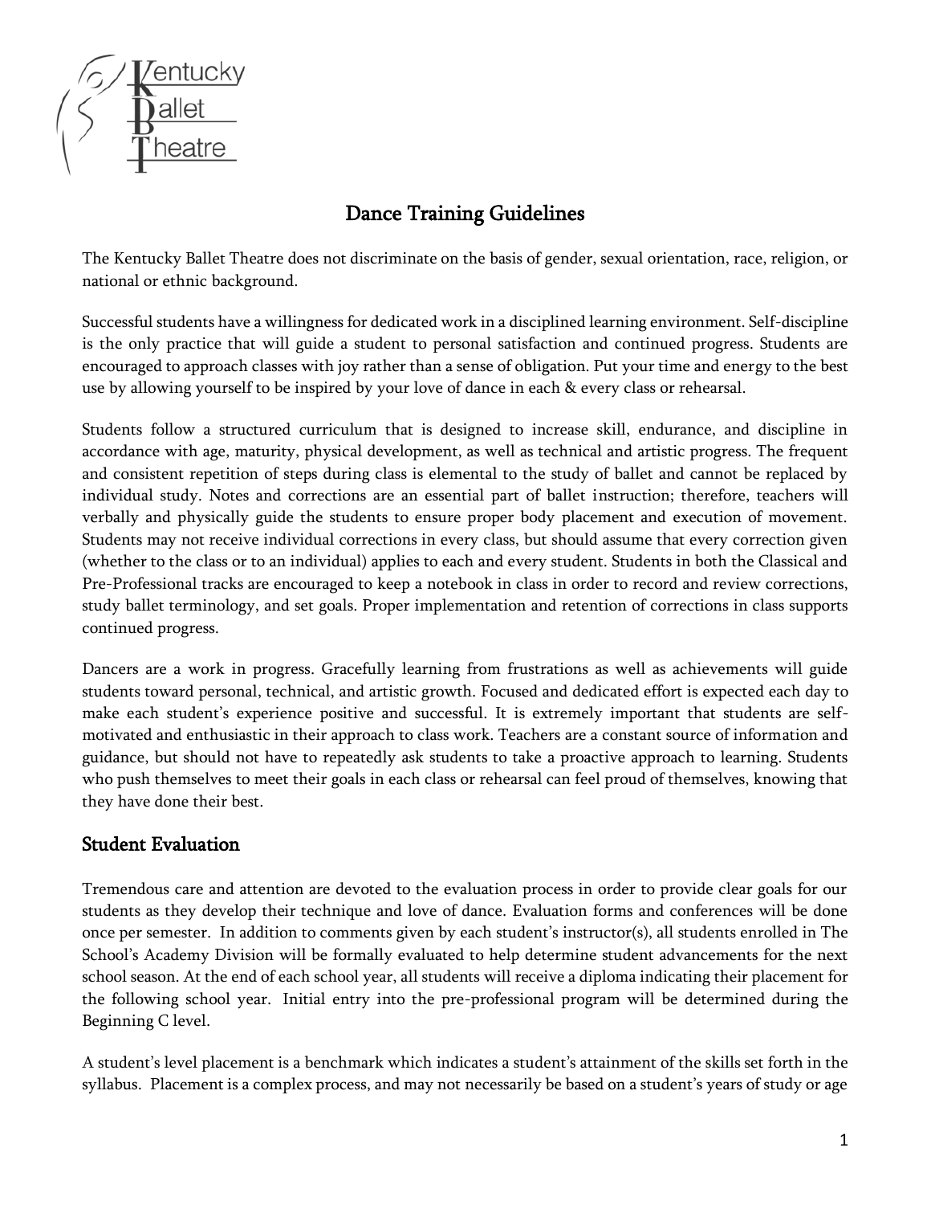Kentucky Ballet Theatre

# Dance Training Guidelines

The Kentucky Ballet Theatre does not discriminate on the basis of gender, sexual orientation, race, religion, or national or ethnic background.

Successful students have a willingness for dedicated work in a disciplined learning environment. Self-discipline is the only practice that will guide a student to personal satisfaction and continued progress. Students are encouraged to approach classes with joy rather than a sense of obligation. Put your time and energy to the best use by allowing yourself to be inspired by your love of dance in each & every class or rehearsal.

Students follow a structured curriculum that is designed to increase skill, endurance, and discipline in accordance with age, maturity, physical development, as well as technical and artistic progress. The frequent and consistent repetition of steps during class is elemental to the study of ballet and cannot be replaced by individual study. Notes and corrections are an essential part of ballet instruction; therefore, teachers will verbally and physically guide the students to ensure proper body placement and execution of movement. Students may not receive individual corrections in every class, but should assume that every correction given (whether to the class or to an individual) applies to each and every student. Students in both the Classical and Pre-Professional tracks are encouraged to keep a notebook in class in order to record and review corrections, study ballet terminology, and set goals. Proper implementation and retention of corrections in class supports continued progress.

Dancers are a work in progress. Gracefully learning from frustrations as well as achievements will guide students toward personal, technical, and artistic growth. Focused and dedicated effort is expected each day to make each student's experience positive and successful. It is extremely important that students are self-motivated and enthusiastic in their approach to class work. Teachers are a constant source of information and guidance, but should not have to repeatedly ask students to take a proactive approach to learning. Students who push themselves to meet their goals in each class or rehearsal can feel proud of themselves, knowing that they have done their best.

## Student Evaluation

Tremendous care and attention are devoted to the evaluation process in order to provide clear goals for our students as they develop their technique and love of dance. Evaluation forms and conferences will be done once per semester. In addition to comments given by each student's instructor(s), all students enrolled in The School's Academy Division will be formally evaluated to help determine student advancements for the next school season. At the end of each school year, all students will receive a diploma indicating their placement for the following school year. Initial entry into the pre-professional program will be determined during the Beginning C level.

A student's level placement is a benchmark which indicates a student's attainment of the skills set forth in the syllabus. Placement is a complex process, and may not necessarily be based on a student's years of study or age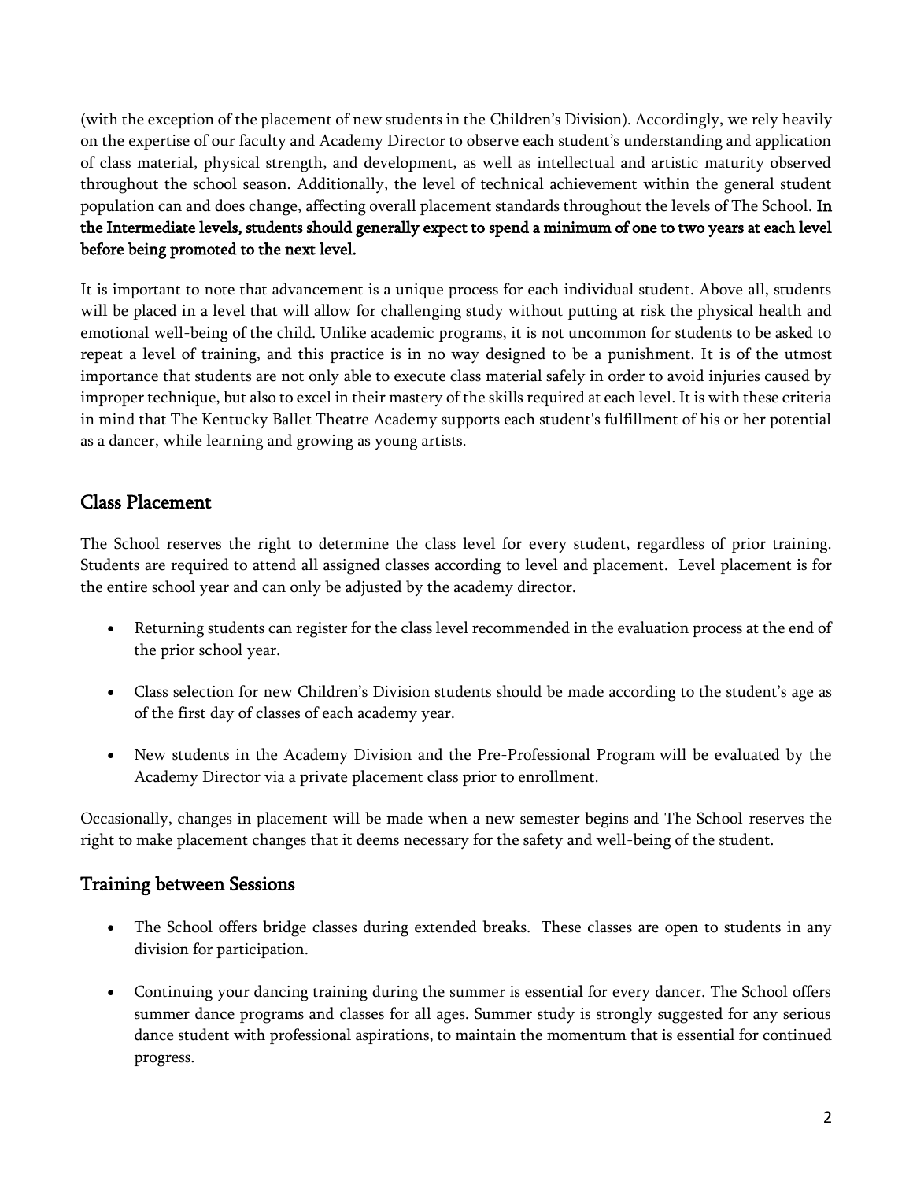(with the exception of the placement of new students in the Children's Division). Accordingly, we rely heavily on the expertise of our faculty and Academy Director to observe each student's understanding and application of class material, physical strength, and development, as well as intellectual and artistic maturity observed throughout the school season. Additionally, the level of technical achievement within the general student population can and does change, affecting overall placement standards throughout the levels of The School. **In the Intermediate levels, students should generally expect to spend a minimum of one to two years at each level before being promoted to the next level.**

It is important to note that advancement is a unique process for each individual student. Above all, students will be placed in a level that will allow for challenging study without putting at risk the physical health and emotional well-being of the child. Unlike academic programs, it is not uncommon for students to be asked to repeat a level of training, and this practice is in no way designed to be a punishment. It is of the utmost importance that students are not only able to execute class material safely in order to avoid injuries caused by improper technique, but also to excel in their mastery of the skills required at each level. It is with these criteria in mind that The Kentucky Ballet Theatre Academy supports each student's fulfillment of his or her potential as a dancer, while learning and growing as young artists.

## Class Placement

The School reserves the right to determine the class level for every student, regardless of prior training. Students are required to attend all assigned classes according to level and placement. Level placement is for the entire school year and can only be adjusted by the academy director.

- Returning students can register for the class level recommended in the evaluation process at the end of the prior school year.
- Class selection for new Children's Division students should be made according to the student's age as of the first day of classes of each academy year.
- New students in the Academy Division and the Pre-Professional Program will be evaluated by the Academy Director via a private placement class prior to enrollment.

Occasionally, changes in placement will be made when a new semester begins and The School reserves the right to make placement changes that it deems necessary for the safety and well-being of the student.

## Training between Sessions

- The School offers bridge classes during extended breaks. These classes are open to students in any division for participation.
- Continuing your dancing training during the summer is essential for every dancer. The School offers summer dance programs and classes for all ages. Summer study is strongly suggested for any serious dance student with professional aspirations, to maintain the momentum that is essential for continued progress.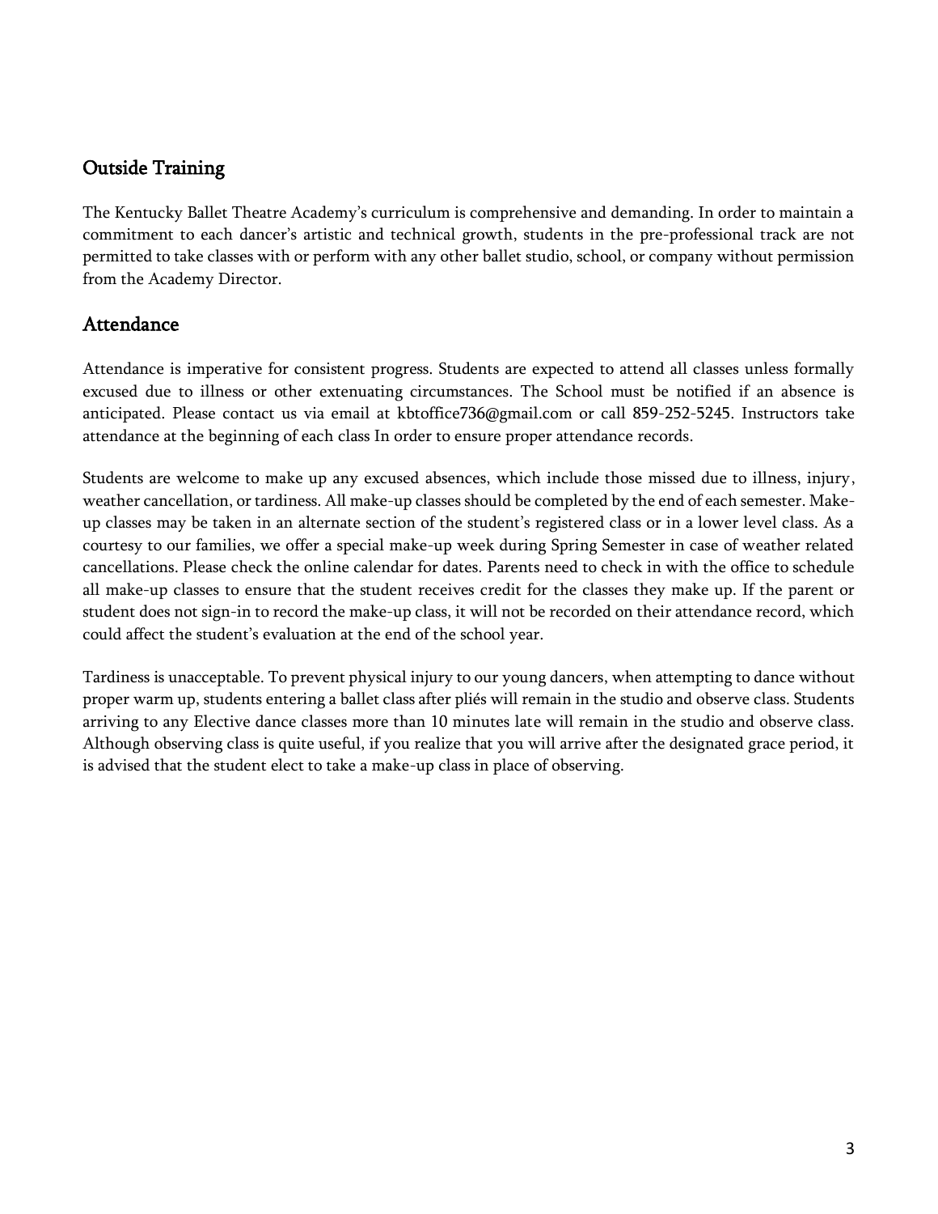## Outside Training

The Kentucky Ballet Theatre Academy's curriculum is comprehensive and demanding. In order to maintain a commitment to each dancer's artistic and technical growth, students in the pre-professional track are not permitted to take classes with or perform with any other ballet studio, school, or company without permission from the Academy Director.

## Attendance

Attendance is imperative for consistent progress. Students are expected to attend all classes unless formally excused due to illness or other extenuating circumstances. The School must be notified if an absence is anticipated. Please contact us via email at kbtoffice736@gmail.com or call 859-252-5245. Instructors take attendance at the beginning of each class In order to ensure proper attendance records.

Students are welcome to make up any excused absences, which include those missed due to illness, injury, weather cancellation, or tardiness. All make-up classes should be completed by the end of each semester. Make-up classes may be taken in an alternate section of the student's registered class or in a lower level class. As a courtesy to our families, we offer a special make-up week during Spring Semester in case of weather related cancellations. Please check the online calendar for dates. Parents need to check in with the office to schedule all make-up classes to ensure that the student receives credit for the classes they make up. If the parent or student does not sign-in to record the make-up class, it will not be recorded on their attendance record, which could affect the student's evaluation at the end of the school year.

Tardiness is unacceptable. To prevent physical injury to our young dancers, when attempting to dance without proper warm up, students entering a ballet class after pliés will remain in the studio and observe class. Students arriving to any Elective dance classes more than 10 minutes late will remain in the studio and observe class. Although observing class is quite useful, if you realize that you will arrive after the designated grace period, it is advised that the student elect to take a make-up class in place of observing.